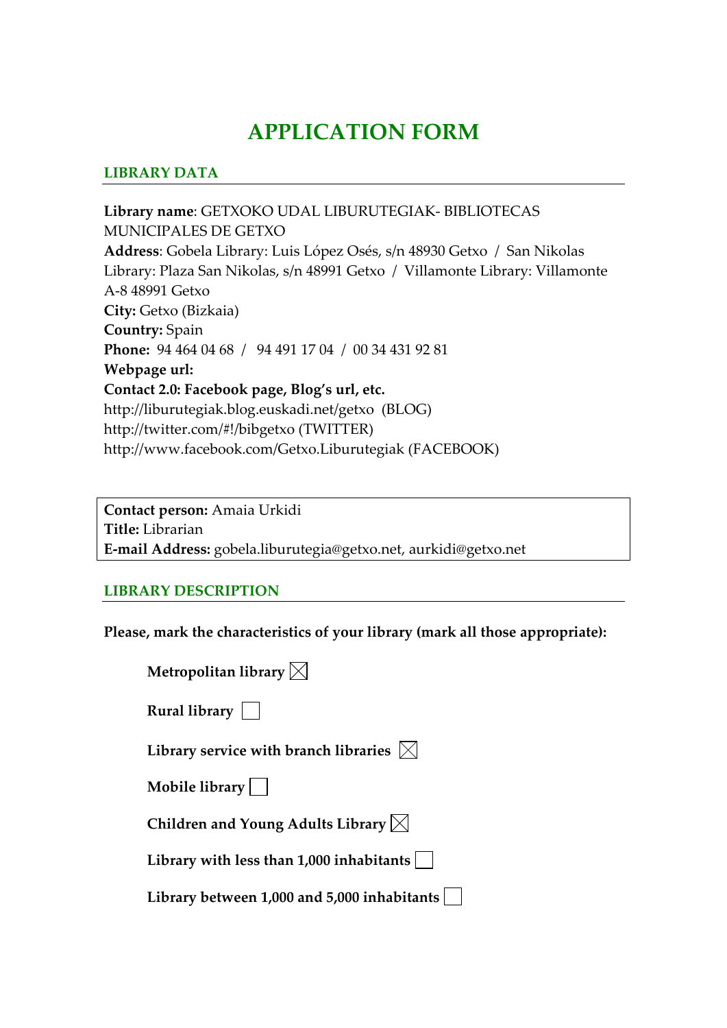# APPLICATION FORM

## LIBRARY DATA

**Library name**: GETXOKO UDAL LIBURUTEGIAK- BIBLIOTECAS MUNICIPALES DE GETXO
**Address**: Gobela Library: Luis López Osés, s/n 48930 Getxo / San Nikolas Library: Plaza San Nikolas, s/n 48991 Getxo / Villamonte Library: Villamonte A-8 48991 Getxo
**City:** Getxo (Bizkaia)
**Country:** Spain
**Phone:** 94 464 04 68 / 94 491 17 04 / 00 34 431 92 81
**Webpage url:**
**Contact 2.0: Facebook page, Blog's url, etc.**
http://liburutegiak.blog.euskadi.net/getxo (BLOG)
http://twitter.com/#!/bibgetxo (TWITTER)
http://www.facebook.com/Getxo.Liburutegiak (FACEBOOK)

**Contact person:** Amaia Urkidi
**Title:** Librarian
**E-mail Address:** gobela.liburutegia@getxo.net, aurkidi@getxo.net

## LIBRARY DESCRIPTION

**Please, mark the characteristics of your library (mark all those appropriate):**

- **Metropolitan library** ☒
- **Rural library** ☐
- **Library service with branch libraries** ☒
- **Mobile library** ☐
- **Children and Young Adults Library** ☒
- **Library with less than 1,000 inhabitants** ☐
- **Library between 1,000 and 5,000 inhabitants** ☐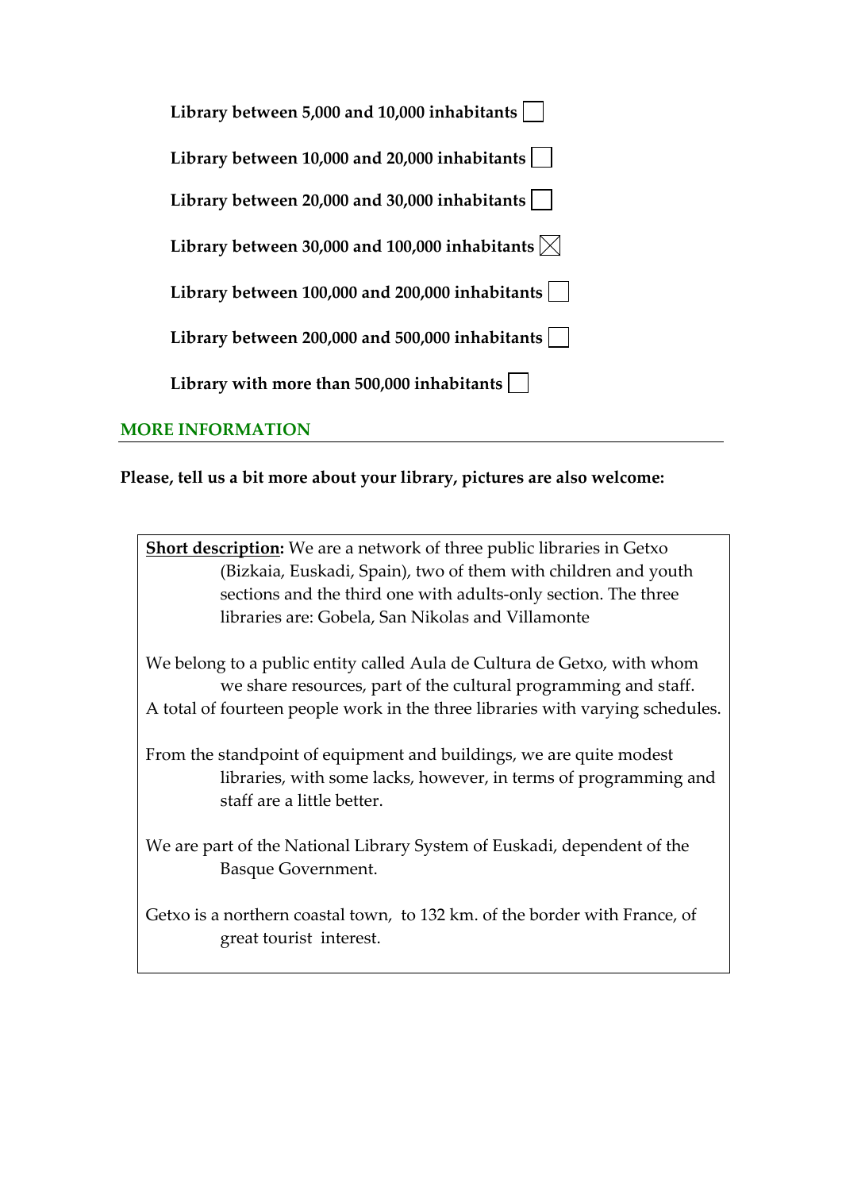**Library between 5,000 and 10,000 inhabitants** ☐

**Library between 10,000 and 20,000 inhabitants** ☐

**Library between 20,000 and 30,000 inhabitants** ☐

**Library between 30,000 and 100,000 inhabitants** ☒

**Library between 100,000 and 200,000 inhabitants** ☐

**Library between 200,000 and 500,000 inhabitants** ☐

**Library with more than 500,000 inhabitants** ☐

## MORE INFORMATION

**Please, tell us a bit more about your library, pictures are also welcome:**

**Short description:** We are a network of three public libraries in Getxo (Bizkaia, Euskadi, Spain), two of them with children and youth sections and the third one with adults-only section. The three libraries are: Gobela, San Nikolas and Villamonte

We belong to a public entity called Aula de Cultura de Getxo, with whom we share resources, part of the cultural programming and staff. A total of fourteen people work in the three libraries with varying schedules.

From the standpoint of equipment and buildings, we are quite modest libraries, with some lacks, however, in terms of programming and staff are a little better.

We are part of the National Library System of Euskadi, dependent of the Basque Government.

Getxo is a northern coastal town, to 132 km. of the border with France, of great tourist interest.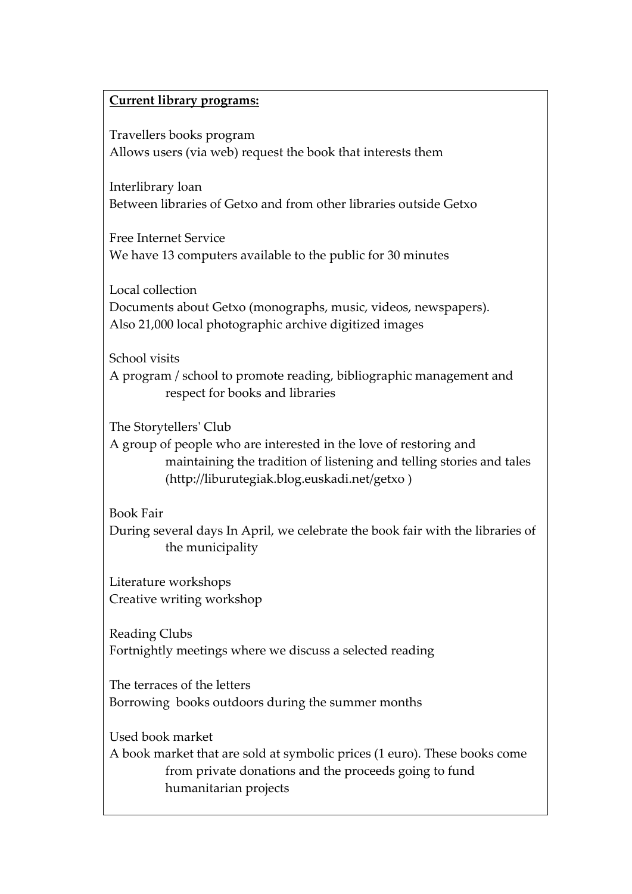**Current library programs:**

Travellers books program
Allows users (via web) request the book that interests them

Interlibrary loan
Between libraries of Getxo and from other libraries outside Getxo

Free Internet Service
We have 13 computers available to the public for 30 minutes

Local collection
Documents about Getxo (monographs, music, videos, newspapers).
Also 21,000 local photographic archive digitized images

School visits
A program / school to promote reading, bibliographic management and respect for books and libraries

The Storytellers' Club
A group of people who are interested in the love of restoring and maintaining the tradition of listening and telling stories and tales (http://liburutegiak.blog.euskadi.net/getxo )

Book Fair
During several days In April, we celebrate the book fair with the libraries of the municipality

Literature workshops
Creative writing workshop

Reading Clubs
Fortnightly meetings where we discuss a selected reading

The terraces of the letters
Borrowing books outdoors during the summer months

Used book market
A book market that are sold at symbolic prices (1 euro). These books come from private donations and the proceeds going to fund humanitarian projects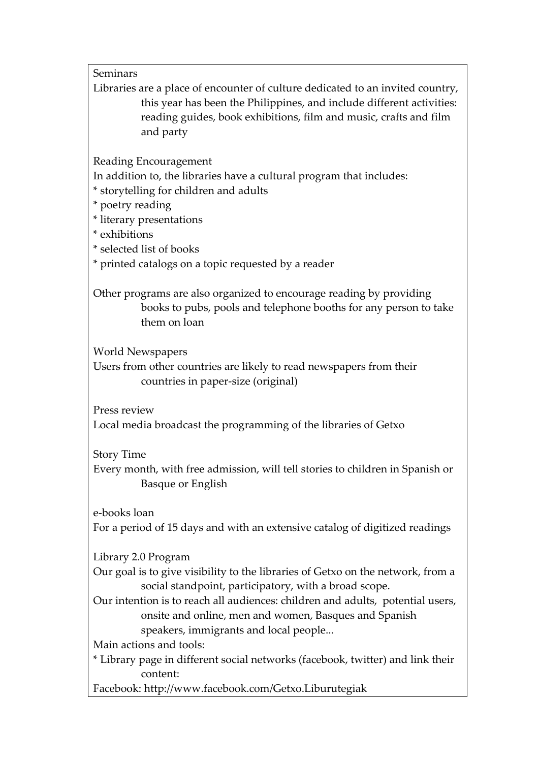Seminars

Libraries are a place of encounter of culture dedicated to an invited country, this year has been the Philippines, and include different activities: reading guides, book exhibitions, film and music, crafts and film and party

Reading Encouragement

In addition to, the libraries have a cultural program that includes:

* storytelling for children and adults
* poetry reading
* literary presentations
* exhibitions
* selected list of books
* printed catalogs on a topic requested by a reader

Other programs are also organized to encourage reading by providing books to pubs, pools and telephone booths for any person to take them on loan

World Newspapers

Users from other countries are likely to read newspapers from their countries in paper-size (original)

Press review

Local media broadcast the programming of the libraries of Getxo

Story Time

Every month, with free admission, will tell stories to children in Spanish or Basque or English

e-books loan

For a period of 15 days and with an extensive catalog of digitized readings

Library 2.0 Program

Our goal is to give visibility to the libraries of Getxo on the network, from a social standpoint, participatory, with a broad scope.

Our intention is to reach all audiences: children and adults, potential users, onsite and online, men and women, Basques and Spanish speakers, immigrants and local people...

Main actions and tools:

* Library page in different social networks (facebook, twitter) and link their content:

Facebook: http://www.facebook.com/Getxo.Liburutegiak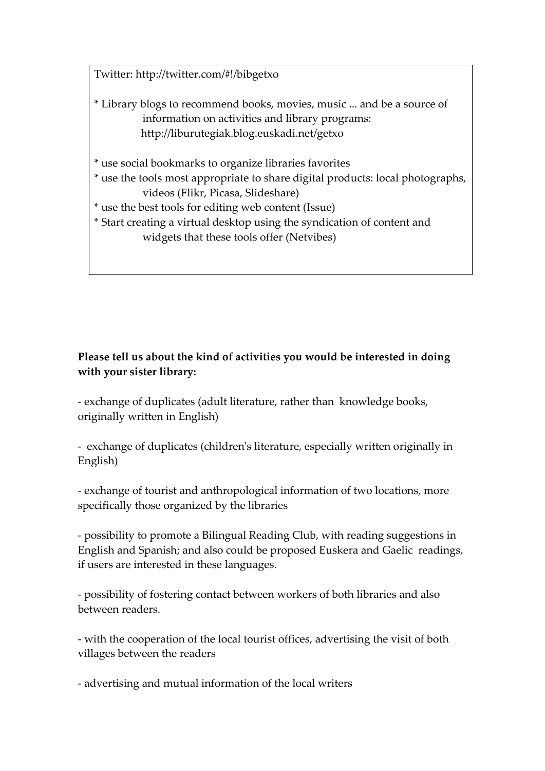Twitter: http://twitter.com/#!/bibgetxo

* Library blogs to recommend books, movies, music ... and be a source of information on activities and library programs: http://liburutegiak.blog.euskadi.net/getxo

* use social bookmarks to organize libraries favorites
* use the tools most appropriate to share digital products: local photographs, videos (Flikr, Picasa, Slideshare)
* use the best tools for editing web content (Issue)
* Start creating a virtual desktop using the syndication of content and widgets that these tools offer (Netvibes)

**Please tell us about the kind of activities you would be interested in doing with your sister library:**

- exchange of duplicates (adult literature, rather than knowledge books, originally written in English)

- exchange of duplicates (children's literature, especially written originally in English)

- exchange of tourist and anthropological information of two locations, more specifically those organized by the libraries

- possibility to promote a Bilingual Reading Club, with reading suggestions in English and Spanish; and also could be proposed Euskera and Gaelic readings, if users are interested in these languages.

- possibility of fostering contact between workers of both libraries and also between readers.

- with the cooperation of the local tourist offices, advertising the visit of both villages between the readers

- advertising and mutual information of the local writers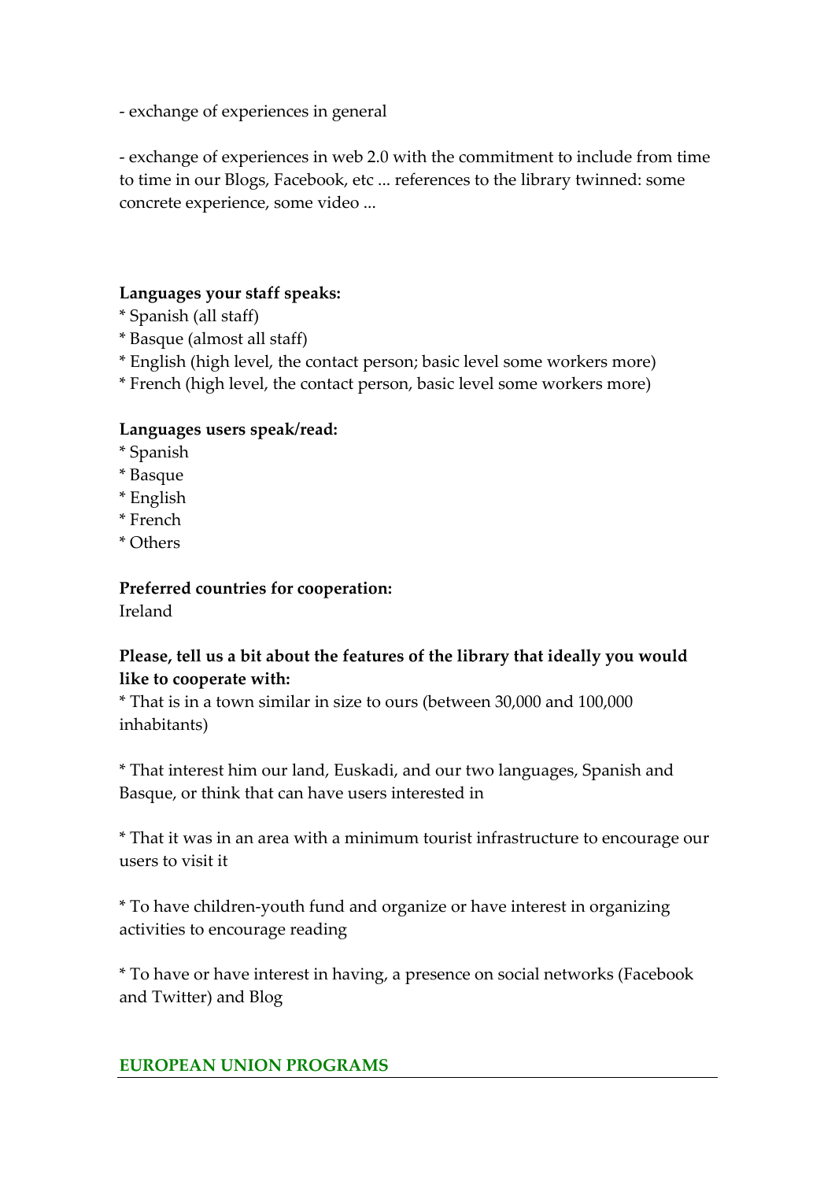- exchange of experiences in general

- exchange of experiences in web 2.0 with the commitment to include from time to time in our Blogs, Facebook, etc ... references to the library twinned: some concrete experience, some video ...

**Languages your staff speaks:**
* Spanish (all staff)
* Basque (almost all staff)
* English (high level, the contact person; basic level some workers more)
* French (high level, the contact person, basic level some workers more)

**Languages users speak/read:**
* Spanish
* Basque
* English
* French
* Others

**Preferred countries for cooperation:**
Ireland

**Please, tell us a bit about the features of the library that ideally you would like to cooperate with:**
* That is in a town similar in size to ours (between 30,000 and 100,000 inhabitants)

* That interest him our land, Euskadi, and our two languages, Spanish and Basque, or think that can have users interested in

* That it was in an area with a minimum tourist infrastructure to encourage our users to visit it

* To have children-youth fund and organize or have interest in organizing activities to encourage reading

* To have or have interest in having, a presence on social networks (Facebook and Twitter) and Blog

## EUROPEAN UNION PROGRAMS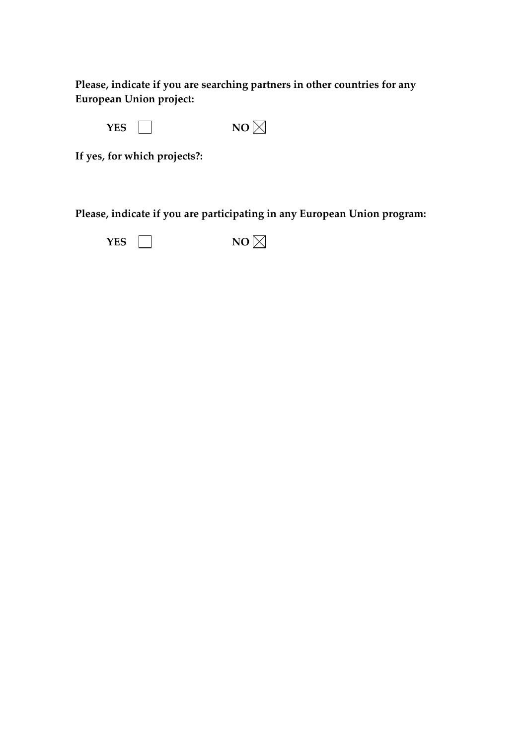**Please, indicate if you are searching partners in other countries for any European Union project:**

**YES** ☐ **NO** ☒

**If yes, for which projects?:**

**Please, indicate if you are participating in any European Union program:**

**YES** ☐ **NO** ☒